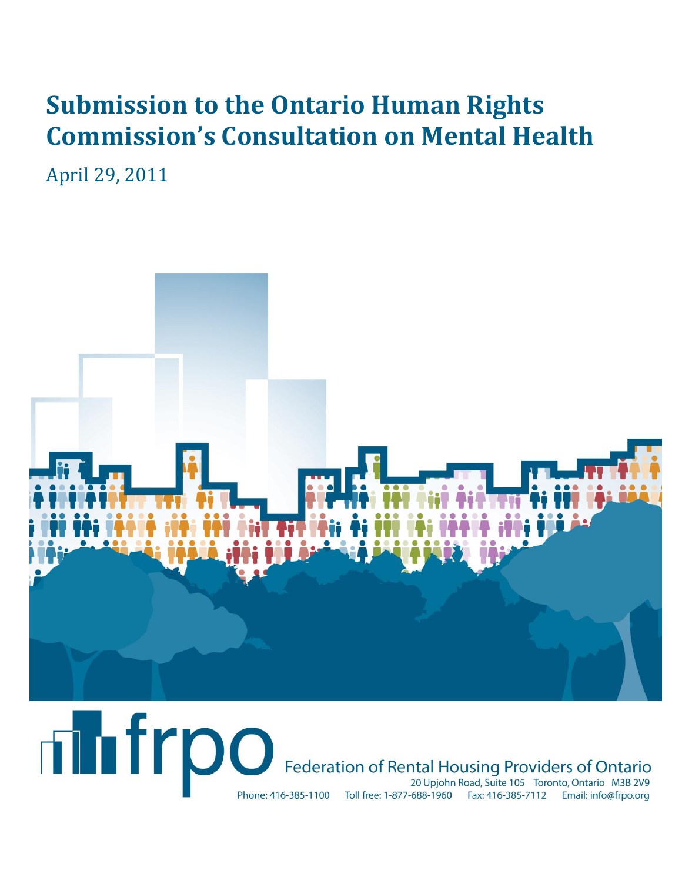# Submission to the Ontario Human Rights Commission's Consultation on Mental Health

April 29, 2011

frpo

Federation of Rental Housing Providers of Ontario

20 Upjohn Road, Suite 105 Toronto, Ontario M3B 2V9

Phone: 416-385-1100 Toll free: 1-877-688-1960 Fax: 416-385-7112 Email: info@frpo.org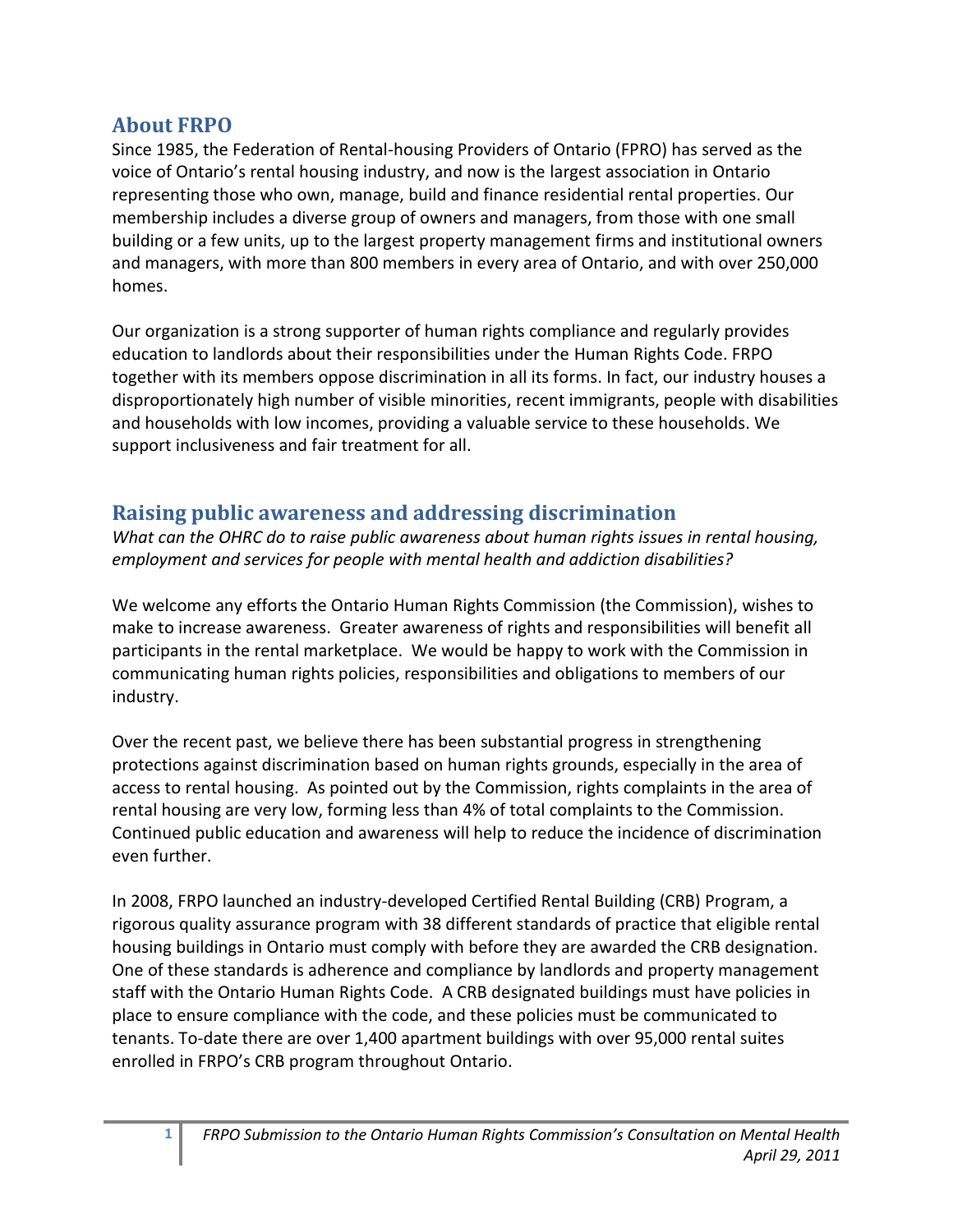## About FRPO

Since 1985, the Federation of Rental-housing Providers of Ontario (FPRO) has served as the voice of Ontario's rental housing industry, and now is the largest association in Ontario representing those who own, manage, build and finance residential rental properties. Our membership includes a diverse group of owners and managers, from those with one small building or a few units, up to the largest property management firms and institutional owners and managers, with more than 800 members in every area of Ontario, and with over 250,000 homes.

Our organization is a strong supporter of human rights compliance and regularly provides education to landlords about their responsibilities under the Human Rights Code. FRPO together with its members oppose discrimination in all its forms. In fact, our industry houses a disproportionately high number of visible minorities, recent immigrants, people with disabilities and households with low incomes, providing a valuable service to these households. We support inclusiveness and fair treatment for all.

## Raising public awareness and addressing discrimination

*What can the OHRC do to raise public awareness about human rights issues in rental housing, employment and services for people with mental health and addiction disabilities?*

We welcome any efforts the Ontario Human Rights Commission (the Commission), wishes to make to increase awareness. Greater awareness of rights and responsibilities will benefit all participants in the rental marketplace. We would be happy to work with the Commission in communicating human rights policies, responsibilities and obligations to members of our industry.

Over the recent past, we believe there has been substantial progress in strengthening protections against discrimination based on human rights grounds, especially in the area of access to rental housing. As pointed out by the Commission, rights complaints in the area of rental housing are very low, forming less than 4% of total complaints to the Commission. Continued public education and awareness will help to reduce the incidence of discrimination even further.

In 2008, FRPO launched an industry-developed Certified Rental Building (CRB) Program, a rigorous quality assurance program with 38 different standards of practice that eligible rental housing buildings in Ontario must comply with before they are awarded the CRB designation. One of these standards is adherence and compliance by landlords and property management staff with the Ontario Human Rights Code. A CRB designated buildings must have policies in place to ensure compliance with the code, and these policies must be communicated to tenants. To-date there are over 1,400 apartment buildings with over 95,000 rental suites enrolled in FRPO's CRB program throughout Ontario.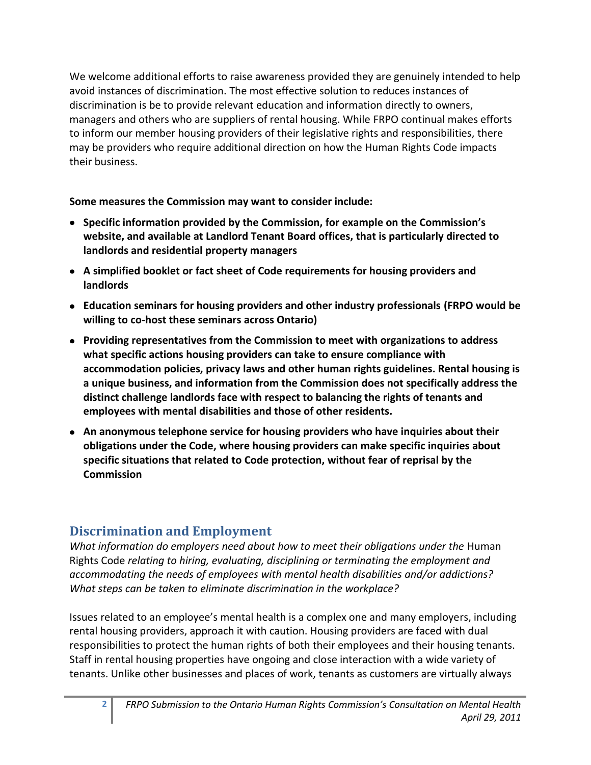We welcome additional efforts to raise awareness provided they are genuinely intended to help avoid instances of discrimination. The most effective solution to reduces instances of discrimination is be to provide relevant education and information directly to owners, managers and others who are suppliers of rental housing. While FRPO continual makes efforts to inform our member housing providers of their legislative rights and responsibilities, there may be providers who require additional direction on how the Human Rights Code impacts their business.

**Some measures the Commission may want to consider include:**

- **Specific information provided by the Commission, for example on the Commission's website, and available at Landlord Tenant Board offices, that is particularly directed to landlords and residential property managers**
- **A simplified booklet or fact sheet of Code requirements for housing providers and landlords**
- **Education seminars for housing providers and other industry professionals (FRPO would be willing to co-host these seminars across Ontario)**
- **Providing representatives from the Commission to meet with organizations to address what specific actions housing providers can take to ensure compliance with accommodation policies, privacy laws and other human rights guidelines. Rental housing is a unique business, and information from the Commission does not specifically address the distinct challenge landlords face with respect to balancing the rights of tenants and employees with mental disabilities and those of other residents.**
- **An anonymous telephone service for housing providers who have inquiries about their obligations under the Code, where housing providers can make specific inquiries about specific situations that related to Code protection, without fear of reprisal by the Commission**

## Discrimination and Employment

*What information do employers need about how to meet their obligations under the* Human Rights Code *relating to hiring, evaluating, disciplining or terminating the employment and accommodating the needs of employees with mental health disabilities and/or addictions? What steps can be taken to eliminate discrimination in the workplace?*

Issues related to an employee's mental health is a complex one and many employers, including rental housing providers, approach it with caution. Housing providers are faced with dual responsibilities to protect the human rights of both their employees and their housing tenants. Staff in rental housing properties have ongoing and close interaction with a wide variety of tenants. Unlike other businesses and places of work, tenants as customers are virtually always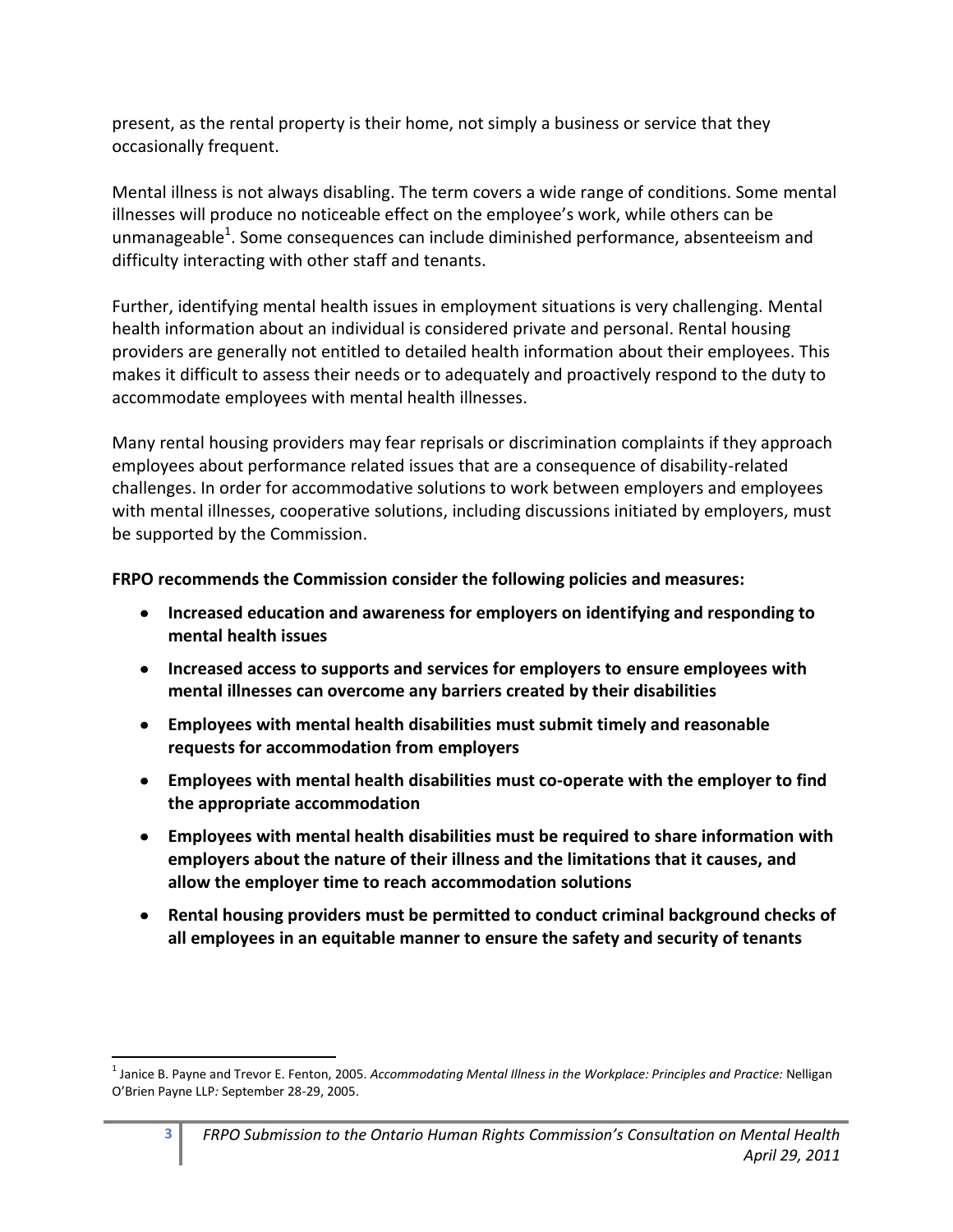present, as the rental property is their home, not simply a business or service that they occasionally frequent.

Mental illness is not always disabling. The term covers a wide range of conditions. Some mental illnesses will produce no noticeable effect on the employee's work, while others can be unmanageable[1]. Some consequences can include diminished performance, absenteeism and difficulty interacting with other staff and tenants.

Further, identifying mental health issues in employment situations is very challenging. Mental health information about an individual is considered private and personal. Rental housing providers are generally not entitled to detailed health information about their employees. This makes it difficult to assess their needs or to adequately and proactively respond to the duty to accommodate employees with mental health illnesses.

Many rental housing providers may fear reprisals or discrimination complaints if they approach employees about performance related issues that are a consequence of disability-related challenges. In order for accommodative solutions to work between employers and employees with mental illnesses, cooperative solutions, including discussions initiated by employers, must be supported by the Commission.

**FRPO recommends the Commission consider the following policies and measures:**

- **Increased education and awareness for employers on identifying and responding to mental health issues**
- **Increased access to supports and services for employers to ensure employees with mental illnesses can overcome any barriers created by their disabilities**
- **Employees with mental health disabilities must submit timely and reasonable requests for accommodation from employers**
- **Employees with mental health disabilities must co-operate with the employer to find the appropriate accommodation**
- **Employees with mental health disabilities must be required to share information with employers about the nature of their illness and the limitations that it causes, and allow the employer time to reach accommodation solutions**
- **Rental housing providers must be permitted to conduct criminal background checks of all employees in an equitable manner to ensure the safety and security of tenants**

[1] Janice B. Payne and Trevor E. Fenton, 2005. *Accommodating Mental Illness in the Workplace: Principles and Practice:* Nelligan O'Brien Payne LLP: September 28-29, 2005.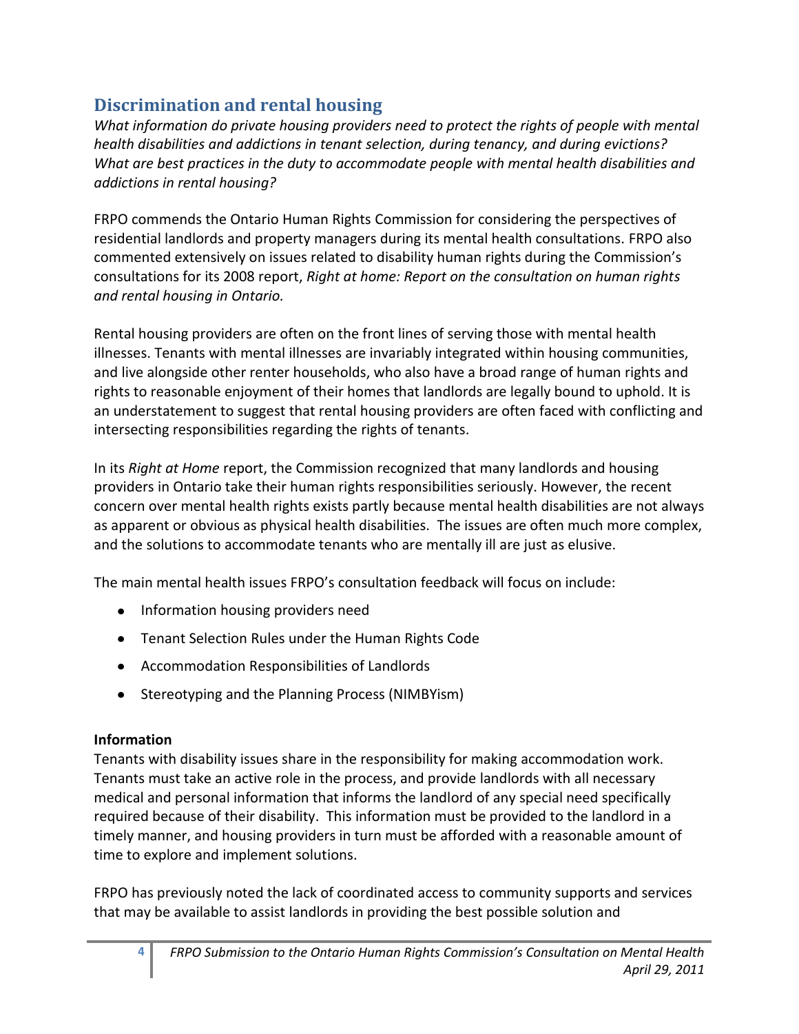## Discrimination and rental housing

*What information do private housing providers need to protect the rights of people with mental health disabilities and addictions in tenant selection, during tenancy, and during evictions? What are best practices in the duty to accommodate people with mental health disabilities and addictions in rental housing?*

FRPO commends the Ontario Human Rights Commission for considering the perspectives of residential landlords and property managers during its mental health consultations. FRPO also commented extensively on issues related to disability human rights during the Commission's consultations for its 2008 report, *Right at home: Report on the consultation on human rights and rental housing in Ontario.*

Rental housing providers are often on the front lines of serving those with mental health illnesses. Tenants with mental illnesses are invariably integrated within housing communities, and live alongside other renter households, who also have a broad range of human rights and rights to reasonable enjoyment of their homes that landlords are legally bound to uphold. It is an understatement to suggest that rental housing providers are often faced with conflicting and intersecting responsibilities regarding the rights of tenants.

In its *Right at Home* report, the Commission recognized that many landlords and housing providers in Ontario take their human rights responsibilities seriously. However, the recent concern over mental health rights exists partly because mental health disabilities are not always as apparent or obvious as physical health disabilities. The issues are often much more complex, and the solutions to accommodate tenants who are mentally ill are just as elusive.

The main mental health issues FRPO's consultation feedback will focus on include:

- Information housing providers need
- Tenant Selection Rules under the Human Rights Code
- Accommodation Responsibilities of Landlords
- Stereotyping and the Planning Process (NIMBYism)

**Information**

Tenants with disability issues share in the responsibility for making accommodation work. Tenants must take an active role in the process, and provide landlords with all necessary medical and personal information that informs the landlord of any special need specifically required because of their disability. This information must be provided to the landlord in a timely manner, and housing providers in turn must be afforded with a reasonable amount of time to explore and implement solutions.

FRPO has previously noted the lack of coordinated access to community supports and services that may be available to assist landlords in providing the best possible solution and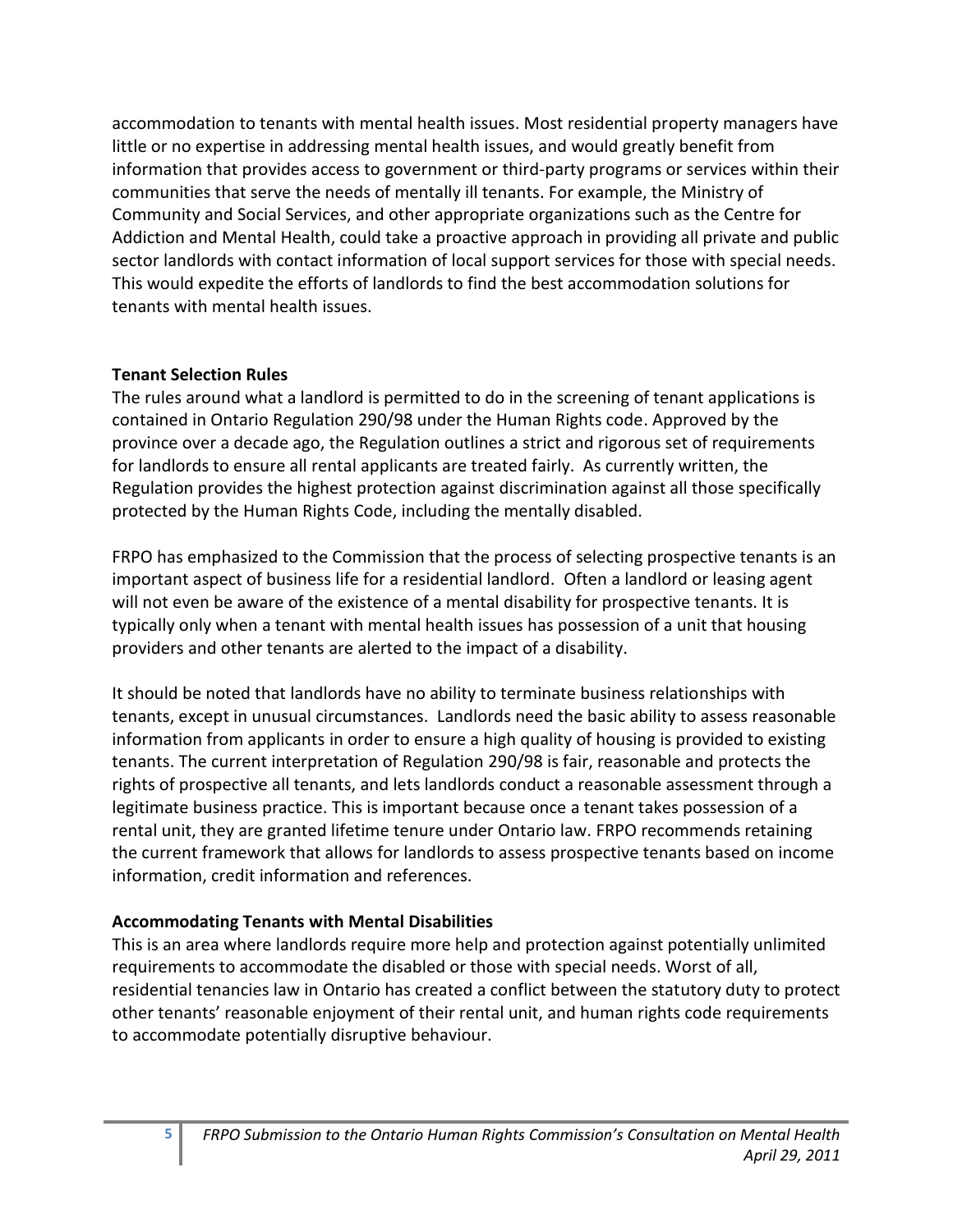accommodation to tenants with mental health issues. Most residential property managers have little or no expertise in addressing mental health issues, and would greatly benefit from information that provides access to government or third-party programs or services within their communities that serve the needs of mentally ill tenants. For example, the Ministry of Community and Social Services, and other appropriate organizations such as the Centre for Addiction and Mental Health, could take a proactive approach in providing all private and public sector landlords with contact information of local support services for those with special needs. This would expedite the efforts of landlords to find the best accommodation solutions for tenants with mental health issues.

**Tenant Selection Rules**

The rules around what a landlord is permitted to do in the screening of tenant applications is contained in Ontario Regulation 290/98 under the Human Rights code. Approved by the province over a decade ago, the Regulation outlines a strict and rigorous set of requirements for landlords to ensure all rental applicants are treated fairly. As currently written, the Regulation provides the highest protection against discrimination against all those specifically protected by the Human Rights Code, including the mentally disabled.

FRPO has emphasized to the Commission that the process of selecting prospective tenants is an important aspect of business life for a residential landlord. Often a landlord or leasing agent will not even be aware of the existence of a mental disability for prospective tenants. It is typically only when a tenant with mental health issues has possession of a unit that housing providers and other tenants are alerted to the impact of a disability.

It should be noted that landlords have no ability to terminate business relationships with tenants, except in unusual circumstances. Landlords need the basic ability to assess reasonable information from applicants in order to ensure a high quality of housing is provided to existing tenants. The current interpretation of Regulation 290/98 is fair, reasonable and protects the rights of prospective all tenants, and lets landlords conduct a reasonable assessment through a legitimate business practice. This is important because once a tenant takes possession of a rental unit, they are granted lifetime tenure under Ontario law. FRPO recommends retaining the current framework that allows for landlords to assess prospective tenants based on income information, credit information and references.

**Accommodating Tenants with Mental Disabilities**

This is an area where landlords require more help and protection against potentially unlimited requirements to accommodate the disabled or those with special needs. Worst of all, residential tenancies law in Ontario has created a conflict between the statutory duty to protect other tenants' reasonable enjoyment of their rental unit, and human rights code requirements to accommodate potentially disruptive behaviour.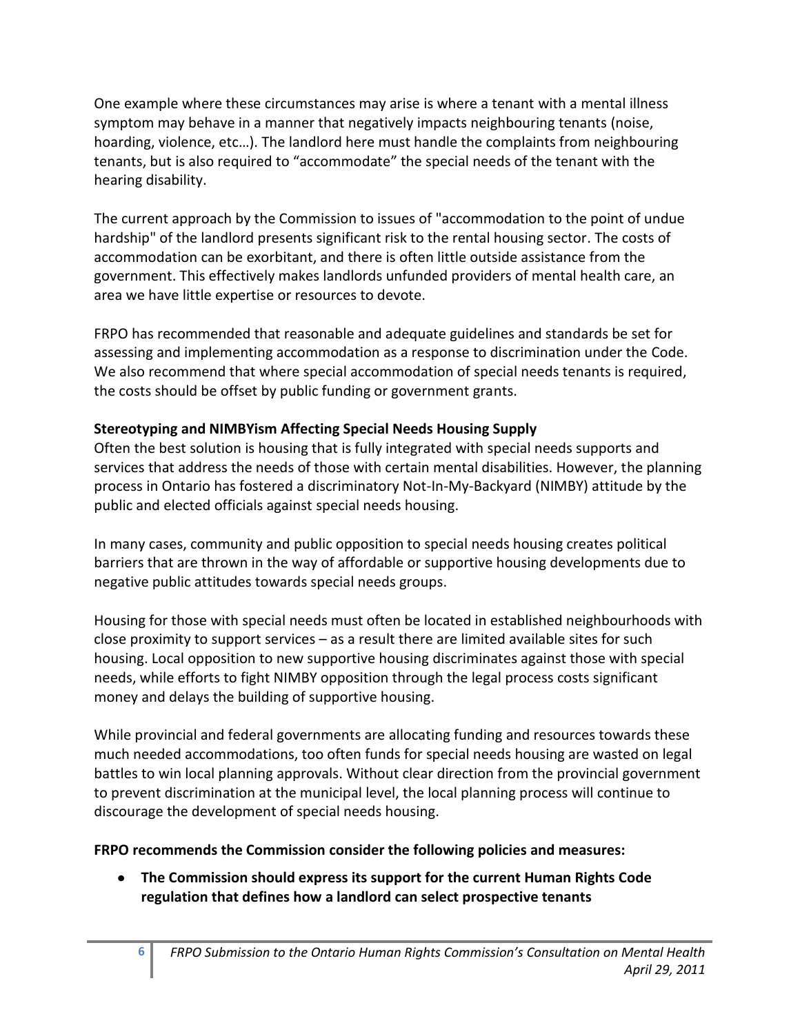One example where these circumstances may arise is where a tenant with a mental illness symptom may behave in a manner that negatively impacts neighbouring tenants (noise, hoarding, violence, etc…). The landlord here must handle the complaints from neighbouring tenants, but is also required to "accommodate" the special needs of the tenant with the hearing disability.

The current approach by the Commission to issues of "accommodation to the point of undue hardship" of the landlord presents significant risk to the rental housing sector. The costs of accommodation can be exorbitant, and there is often little outside assistance from the government. This effectively makes landlords unfunded providers of mental health care, an area we have little expertise or resources to devote.

FRPO has recommended that reasonable and adequate guidelines and standards be set for assessing and implementing accommodation as a response to discrimination under the Code. We also recommend that where special accommodation of special needs tenants is required, the costs should be offset by public funding or government grants.

**Stereotyping and NIMBYism Affecting Special Needs Housing Supply**

Often the best solution is housing that is fully integrated with special needs supports and services that address the needs of those with certain mental disabilities. However, the planning process in Ontario has fostered a discriminatory Not-In-My-Backyard (NIMBY) attitude by the public and elected officials against special needs housing.

In many cases, community and public opposition to special needs housing creates political barriers that are thrown in the way of affordable or supportive housing developments due to negative public attitudes towards special needs groups.

Housing for those with special needs must often be located in established neighbourhoods with close proximity to support services – as a result there are limited available sites for such housing. Local opposition to new supportive housing discriminates against those with special needs, while efforts to fight NIMBY opposition through the legal process costs significant money and delays the building of supportive housing.

While provincial and federal governments are allocating funding and resources towards these much needed accommodations, too often funds for special needs housing are wasted on legal battles to win local planning approvals. Without clear direction from the provincial government to prevent discrimination at the municipal level, the local planning process will continue to discourage the development of special needs housing.

**FRPO recommends the Commission consider the following policies and measures:**

- **The Commission should express its support for the current Human Rights Code regulation that defines how a landlord can select prospective tenants**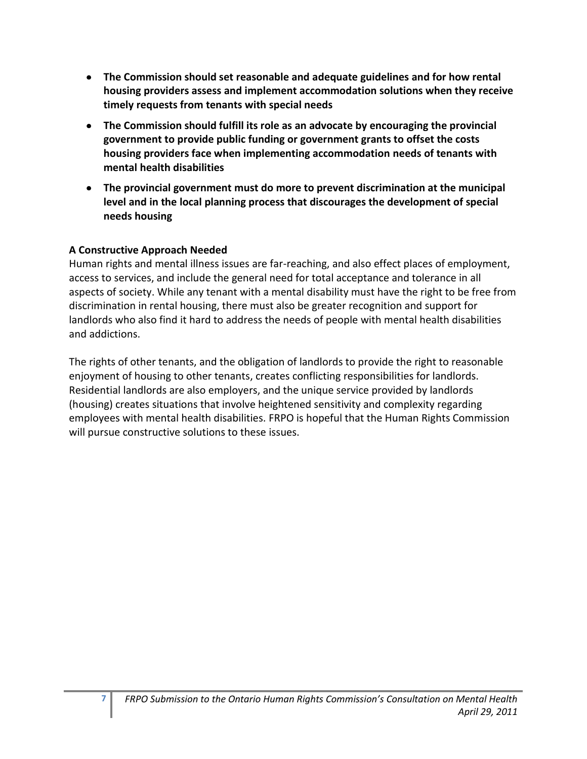- **The Commission should set reasonable and adequate guidelines and for how rental housing providers assess and implement accommodation solutions when they receive timely requests from tenants with special needs**
- **The Commission should fulfill its role as an advocate by encouraging the provincial government to provide public funding or government grants to offset the costs housing providers face when implementing accommodation needs of tenants with mental health disabilities**
- **The provincial government must do more to prevent discrimination at the municipal level and in the local planning process that discourages the development of special needs housing**

**A Constructive Approach Needed**

Human rights and mental illness issues are far-reaching, and also effect places of employment, access to services, and include the general need for total acceptance and tolerance in all aspects of society. While any tenant with a mental disability must have the right to be free from discrimination in rental housing, there must also be greater recognition and support for landlords who also find it hard to address the needs of people with mental health disabilities and addictions.

The rights of other tenants, and the obligation of landlords to provide the right to reasonable enjoyment of housing to other tenants, creates conflicting responsibilities for landlords. Residential landlords are also employers, and the unique service provided by landlords (housing) creates situations that involve heightened sensitivity and complexity regarding employees with mental health disabilities. FRPO is hopeful that the Human Rights Commission will pursue constructive solutions to these issues.